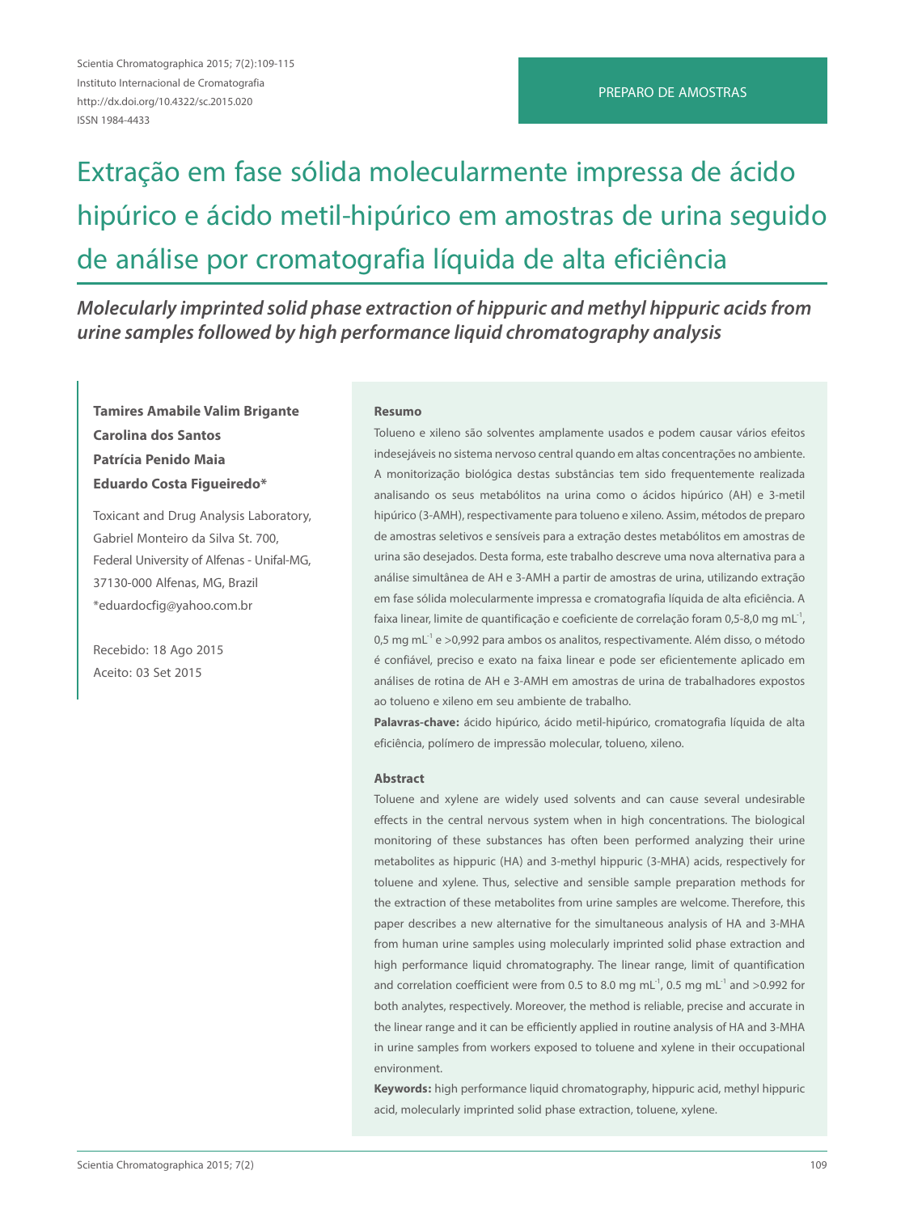Scientia Chromatographica 2015; 7(2):109-115
Instituto Internacional de Cromatografia
http://dx.doi.org/10.4322/sc.2015.020
ISSN 1984-4433

PREPARO DE AMOSTRAS

# Extração em fase sólida molecularmente impressa de ácido hipúrico e ácido metil-hipúrico em amostras de urina seguido de análise por cromatografia líquida de alta eficiência

## *Molecularly imprinted solid phase extraction of hippuric and methyl hippuric acids from urine samples followed by high performance liquid chromatography analysis*

**Tamires Amabile Valim Brigante**
**Carolina dos Santos**
**Patrícia Penido Maia**
**Eduardo Costa Figueiredo***

Toxicant and Drug Analysis Laboratory,
Gabriel Monteiro da Silva St. 700,
Federal University of Alfenas - Unifal-MG,
37130-000 Alfenas, MG, Brazil
*eduardocfig@yahoo.com.br

Recebido: 18 Ago 2015
Aceito: 03 Set 2015

### Resumo

Tolueno e xileno são solventes amplamente usados e podem causar vários efeitos indesejáveis no sistema nervoso central quando em altas concentrações no ambiente. A monitorização biológica destas substâncias tem sido frequentemente realizada analisando os seus metabólitos na urina como o ácidos hipúrico (AH) e 3-metil hipúrico (3-AMH), respectivamente para tolueno e xileno. Assim, métodos de preparo de amostras seletivos e sensíveis para a extração destes metabólitos em amostras de urina são desejados. Desta forma, este trabalho descreve uma nova alternativa para a análise simultânea de AH e 3-AMH a partir de amostras de urina, utilizando extração em fase sólida molecularmente impressa e cromatografia líquida de alta eficiência. A faixa linear, limite de quantificação e coeficiente de correlação foram 0,5-8,0 mg mL$^{-1}$, 0,5 mg mL$^{-1}$ e >0,992 para ambos os analitos, respectivamente. Além disso, o método é confiável, preciso e exato na faixa linear e pode ser eficientemente aplicado em análises de rotina de AH e 3-AMH em amostras de urina de trabalhadores expostos ao tolueno e xileno em seu ambiente de trabalho.

**Palavras-chave:** ácido hipúrico, ácido metil-hipúrico, cromatografia líquida de alta eficiência, polímero de impressão molecular, tolueno, xileno.

### Abstract

Toluene and xylene are widely used solvents and can cause several undesirable effects in the central nervous system when in high concentrations. The biological monitoring of these substances has often been performed analyzing their urine metabolites as hippuric (HA) and 3-methyl hippuric (3-MHA) acids, respectively for toluene and xylene. Thus, selective and sensible sample preparation methods for the extraction of these metabolites from urine samples are welcome. Therefore, this paper describes a new alternative for the simultaneous analysis of HA and 3-MHA from human urine samples using molecularly imprinted solid phase extraction and high performance liquid chromatography. The linear range, limit of quantification and correlation coefficient were from 0.5 to 8.0 mg mL$^{-1}$, 0.5 mg mL$^{-1}$ and >0.992 for both analytes, respectively. Moreover, the method is reliable, precise and accurate in the linear range and it can be efficiently applied in routine analysis of HA and 3-MHA in urine samples from workers exposed to toluene and xylene in their occupational environment.

**Keywords:** high performance liquid chromatography, hippuric acid, methyl hippuric acid, molecularly imprinted solid phase extraction, toluene, xylene.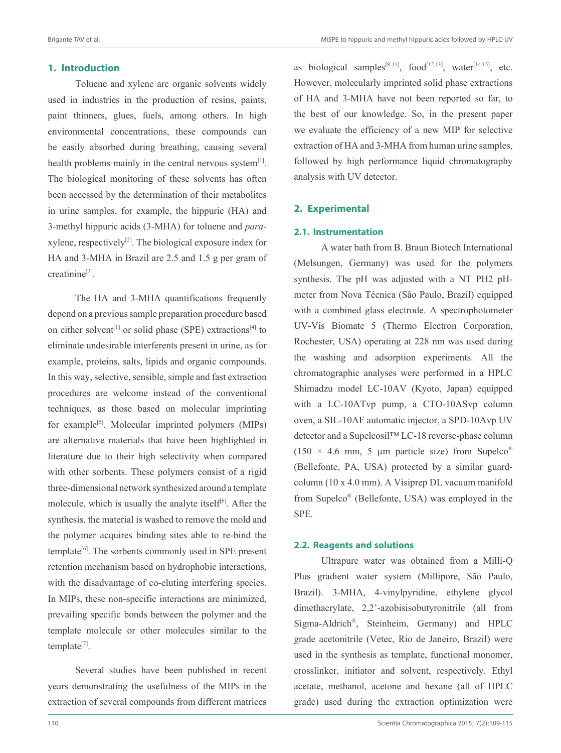## 1. Introduction

Toluene and xylene are organic solvents widely used in industries in the production of resins, paints, paint thinners, glues, fuels, among others. In high environmental concentrations, these compounds can be easily absorbed during breathing, causing several health problems mainly in the central nervous system[1]. The biological monitoring of these solvents has often been accessed by the determination of their metabolites in urine samples, for example, the hippuric (HA) and 3-methyl hippuric acids (3-MHA) for toluene and *para*-xylene, respectively[2]. The biological exposure index for HA and 3-MHA in Brazil are 2.5 and 1.5 g per gram of creatinine[3].

The HA and 3-MHA quantifications frequently depend on a previous sample preparation procedure based on either solvent[1] or solid phase (SPE) extractions[4] to eliminate undesirable interferents present in urine, as for example, proteins, salts, lipids and organic compounds. In this way, selective, sensible, simple and fast extraction procedures are welcome instead of the conventional techniques, as those based on molecular imprinting for example[5]. Molecular imprinted polymers (MIPs) are alternative materials that have been highlighted in literature due to their high selectivity when compared with other sorbents. These polymers consist of a rigid three-dimensional network synthesized around a template molecule, which is usually the analyte itself[6]. After the synthesis, the material is washed to remove the mold and the polymer acquires binding sites able to re-bind the template[6]. The sorbents commonly used in SPE present retention mechanism based on hydrophobic interactions, with the disadvantage of co-eluting interfering species. In MIPs, these non-specific interactions are minimized, prevailing specific bonds between the polymer and the template molecule or other molecules similar to the template[7].

Several studies have been published in recent years demonstrating the usefulness of the MIPs in the extraction of several compounds from different matrices as biological samples[8-11], food[12,13], water[14,15], etc. However, molecularly imprinted solid phase extractions of HA and 3-MHA have not been reported so far, to the best of our knowledge. So, in the present paper we evaluate the efficiency of a new MIP for selective extraction of HA and 3-MHA from human urine samples, followed by high performance liquid chromatography analysis with UV detector.

## 2. Experimental

### 2.1. Instrumentation

A water bath from B. Braun Biotech International (Melsungen, Germany) was used for the polymers synthesis. The pH was adjusted with a NT PH2 pH-meter from Nova Técnica (São Paulo, Brazil) equipped with a combined glass electrode. A spectrophotometer UV-Vis Biomate 5 (Thermo Electron Corporation, Rochester, USA) operating at 228 nm was used during the washing and adsorption experiments. All the chromatographic analyses were performed in a HPLC Shimadzu model LC-10AV (Kyoto, Japan) equipped with a LC-10ATvp pump, a CTO-10ASvp column oven, a SIL-10AF automatic injector, a SPD-10Avp UV detector and a Supelcosil™ LC-18 reverse-phase column (150 × 4.6 mm, 5 µm particle size) from Supelco® (Bellefonte, PA, USA) protected by a similar guard-column (10 x 4.0 mm). A Visiprep DL vacuum manifold from Supelco® (Bellefonte, USA) was employed in the SPE.

### 2.2. Reagents and solutions

Ultrapure water was obtained from a Milli-Q Plus gradient water system (Millipore, São Paulo, Brazil). 3-MHA, 4-vinylpyridine, ethylene glycol dimethacrylate, 2,2'-azobisisobutyronitrile (all from Sigma-Aldrich®, Steinheim, Germany) and HPLC grade acetonitrile (Vetec, Rio de Janeiro, Brazil) were used in the synthesis as template, functional monomer, crosslinker, initiator and solvent, respectively. Ethyl acetate, methanol, acetone and hexane (all of HPLC grade) used during the extraction optimization were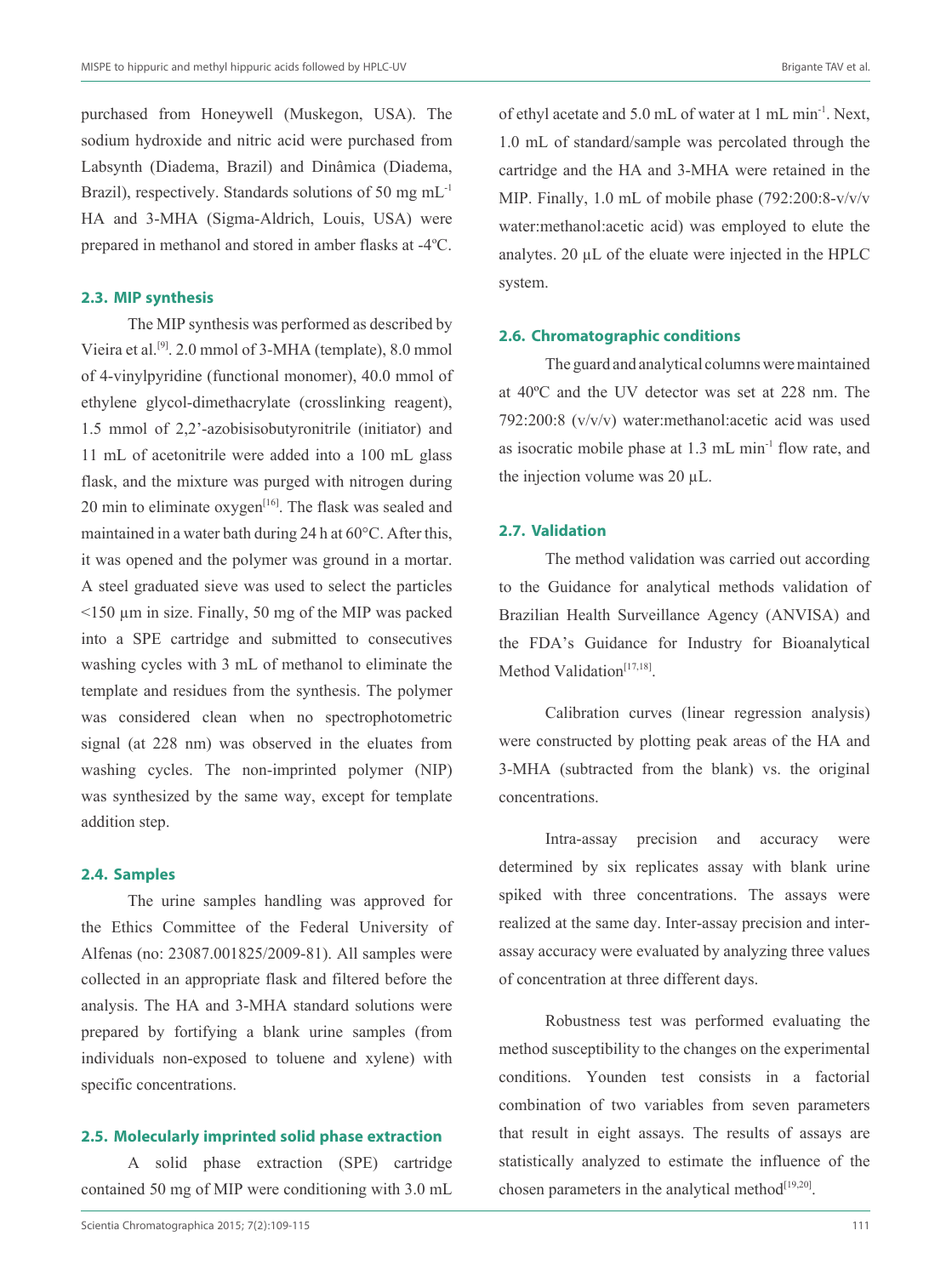purchased from Honeywell (Muskegon, USA). The sodium hydroxide and nitric acid were purchased from Labsynth (Diadema, Brazil) and Dinâmica (Diadema, Brazil), respectively. Standards solutions of 50 mg mL$^{-1}$ HA and 3-MHA (Sigma-Aldrich, Louis, USA) were prepared in methanol and stored in amber flasks at -4ºC.

### 2.3. MIP synthesis

The MIP synthesis was performed as described by Vieira et al.[9]. 2.0 mmol of 3-MHA (template), 8.0 mmol of 4-vinylpyridine (functional monomer), 40.0 mmol of ethylene glycol-dimethacrylate (crosslinking reagent), 1.5 mmol of 2,2'-azobisisobutyronitrile (initiator) and 11 mL of acetonitrile were added into a 100 mL glass flask, and the mixture was purged with nitrogen during 20 min to eliminate oxygen[16]. The flask was sealed and maintained in a water bath during 24 h at 60°C. After this, it was opened and the polymer was ground in a mortar. A steel graduated sieve was used to select the particles <150 µm in size. Finally, 50 mg of the MIP was packed into a SPE cartridge and submitted to consecutives washing cycles with 3 mL of methanol to eliminate the template and residues from the synthesis. The polymer was considered clean when no spectrophotometric signal (at 228 nm) was observed in the eluates from washing cycles. The non-imprinted polymer (NIP) was synthesized by the same way, except for template addition step.

### 2.4. Samples

The urine samples handling was approved for the Ethics Committee of the Federal University of Alfenas (no: 23087.001825/2009-81). All samples were collected in an appropriate flask and filtered before the analysis. The HA and 3-MHA standard solutions were prepared by fortifying a blank urine samples (from individuals non-exposed to toluene and xylene) with specific concentrations.

### 2.5. Molecularly imprinted solid phase extraction

A solid phase extraction (SPE) cartridge contained 50 mg of MIP were conditioning with 3.0 mL of ethyl acetate and 5.0 mL of water at 1 mL min$^{-1}$. Next, 1.0 mL of standard/sample was percolated through the cartridge and the HA and 3-MHA were retained in the MIP. Finally, 1.0 mL of mobile phase (792:200:8-v/v/v water:methanol:acetic acid) was employed to elute the analytes. 20 µL of the eluate were injected in the HPLC system.

### 2.6. Chromatographic conditions

The guard and analytical columns were maintained at 40ºC and the UV detector was set at 228 nm. The 792:200:8 (v/v/v) water:methanol:acetic acid was used as isocratic mobile phase at 1.3 mL min$^{-1}$ flow rate, and the injection volume was 20 µL.

### 2.7. Validation

The method validation was carried out according to the Guidance for analytical methods validation of Brazilian Health Surveillance Agency (ANVISA) and the FDA's Guidance for Industry for Bioanalytical Method Validation[17,18].

Calibration curves (linear regression analysis) were constructed by plotting peak areas of the HA and 3-MHA (subtracted from the blank) vs. the original concentrations.

Intra-assay precision and accuracy were determined by six replicates assay with blank urine spiked with three concentrations. The assays were realized at the same day. Inter-assay precision and inter-assay accuracy were evaluated by analyzing three values of concentration at three different days.

Robustness test was performed evaluating the method susceptibility to the changes on the experimental conditions. Younden test consists in a factorial combination of two variables from seven parameters that result in eight assays. The results of assays are statistically analyzed to estimate the influence of the chosen parameters in the analytical method[19,20].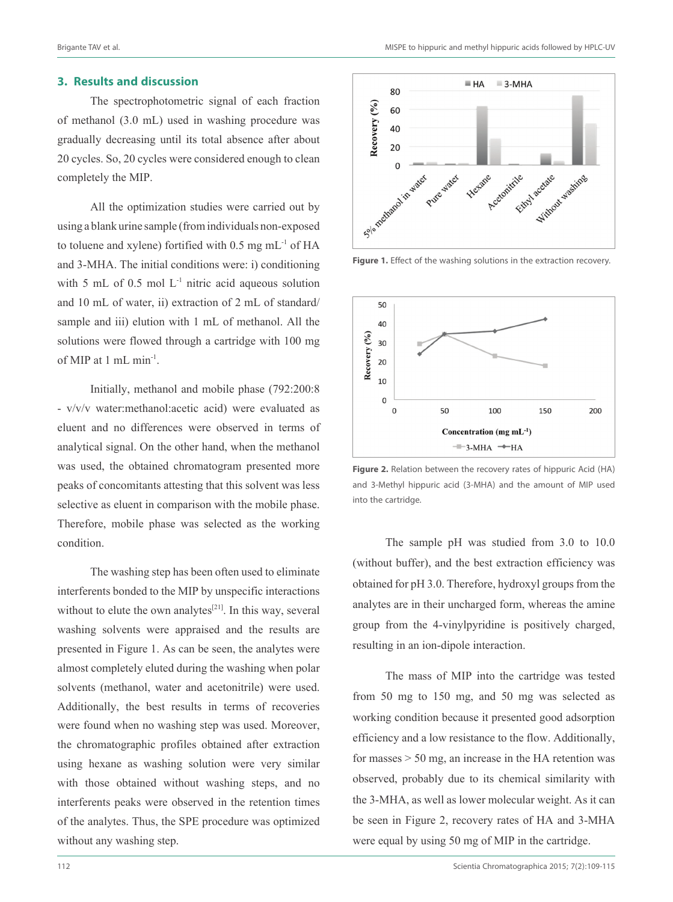## 3. Results and discussion

The spectrophotometric signal of each fraction of methanol (3.0 mL) used in washing procedure was gradually decreasing until its total absence after about 20 cycles. So, 20 cycles were considered enough to clean completely the MIP.

All the optimization studies were carried out by using a blank urine sample (from individuals non-exposed to toluene and xylene) fortified with 0.5 mg mL$^{-1}$ of HA and 3-MHA. The initial conditions were: i) conditioning with 5 mL of 0.5 mol L$^{-1}$ nitric acid aqueous solution and 10 mL of water, ii) extraction of 2 mL of standard/sample and iii) elution with 1 mL of methanol. All the solutions were flowed through a cartridge with 100 mg of MIP at 1 mL min$^{-1}$.

Initially, methanol and mobile phase (792:200:8 - v/v/v water:methanol:acetic acid) were evaluated as eluent and no differences were observed in terms of analytical signal. On the other hand, when the methanol was used, the obtained chromatogram presented more peaks of concomitants attesting that this solvent was less selective as eluent in comparison with the mobile phase. Therefore, mobile phase was selected as the working condition.

The washing step has been often used to eliminate interferents bonded to the MIP by unspecific interactions without to elute the own analytes[21]. In this way, several washing solvents were appraised and the results are presented in Figure 1. As can be seen, the analytes were almost completely eluted during the washing when polar solvents (methanol, water and acetonitrile) were used. Additionally, the best results in terms of recoveries were found when no washing step was used. Moreover, the chromatographic profiles obtained after extraction using hexane as washing solution were very similar with those obtained without washing steps, and no interferents peaks were observed in the retention times of the analytes. Thus, the SPE procedure was optimized without any washing step.

**Figure 1.** Effect of the washing solutions in the extraction recovery.

**Figure 2.** Relation between the recovery rates of hippuric Acid (HA) and 3-Methyl hippuric acid (3-MHA) and the amount of MIP used into the cartridge.

The sample pH was studied from 3.0 to 10.0 (without buffer), and the best extraction efficiency was obtained for pH 3.0. Therefore, hydroxyl groups from the analytes are in their uncharged form, whereas the amine group from the 4-vinylpyridine is positively charged, resulting in an ion-dipole interaction.

The mass of MIP into the cartridge was tested from 50 mg to 150 mg, and 50 mg was selected as working condition because it presented good adsorption efficiency and a low resistance to the flow. Additionally, for masses > 50 mg, an increase in the HA retention was observed, probably due to its chemical similarity with the 3-MHA, as well as lower molecular weight. As it can be seen in Figure 2, recovery rates of HA and 3-MHA were equal by using 50 mg of MIP in the cartridge.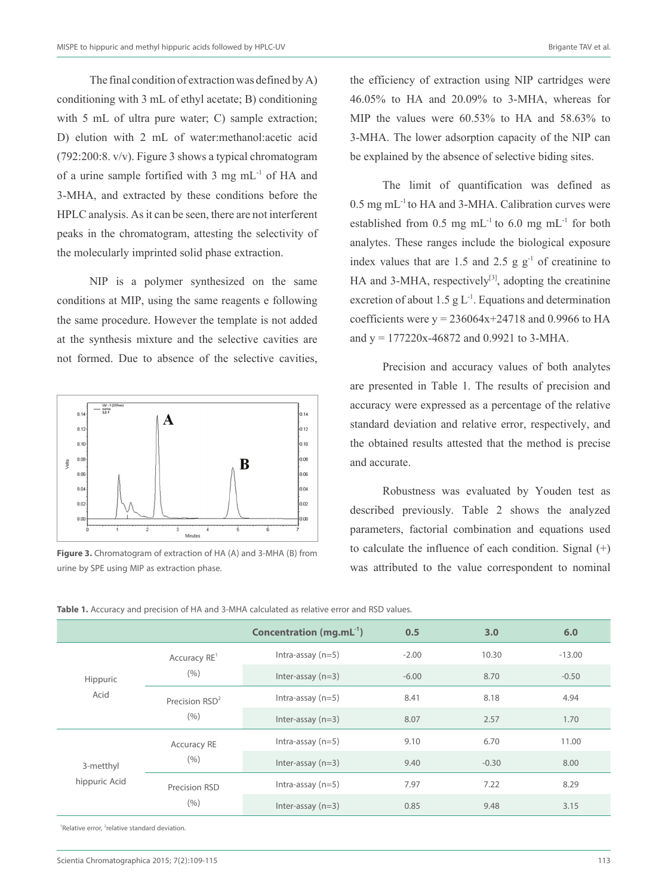The final condition of extraction was defined by A) conditioning with 3 mL of ethyl acetate; B) conditioning with 5 mL of ultra pure water; C) sample extraction; D) elution with 2 mL of water:methanol:acetic acid (792:200:8. v/v). Figure 3 shows a typical chromatogram of a urine sample fortified with 3 mg mL$^{-1}$ of HA and 3-MHA, and extracted by these conditions before the HPLC analysis. As it can be seen, there are not interferent peaks in the chromatogram, attesting the selectivity of the molecularly imprinted solid phase extraction.

NIP is a polymer synthesized on the same conditions at MIP, using the same reagents e following the same procedure. However the template is not added at the synthesis mixture and the selective cavities are not formed. Due to absence of the selective cavities, the efficiency of extraction using NIP cartridges were 46.05% to HA and 20.09% to 3-MHA, whereas for MIP the values were 60.53% to HA and 58.63% to 3-MHA. The lower adsorption capacity of the NIP can be explained by the absence of selective biding sites.

**Figure 3.** Chromatogram of extraction of HA (A) and 3-MHA (B) from urine by SPE using MIP as extraction phase.

The limit of quantification was defined as 0.5 mg mL$^{-1}$ to HA and 3-MHA. Calibration curves were established from 0.5 mg mL$^{-1}$ to 6.0 mg mL$^{-1}$ for both analytes. These ranges include the biological exposure index values that are 1.5 and 2.5 g g$^{-1}$ of creatinine to HA and 3-MHA, respectively[3], adopting the creatinine excretion of about 1.5 g L$^{-1}$. Equations and determination coefficients were $y = 236064x+24718$ and 0.9966 to HA and $y = 177220x-46872$ and 0.9921 to 3-MHA.

Precision and accuracy values of both analytes are presented in Table 1. The results of precision and accuracy were expressed as a percentage of the relative standard deviation and relative error, respectively, and the obtained results attested that the method is precise and accurate.

Robustness was evaluated by Youden test as described previously. Table 2 shows the analyzed parameters, factorial combination and equations used to calculate the influence of each condition. Signal (+) was attributed to the value correspondent to nominal

**Table 1.** Accuracy and precision of HA and 3-MHA calculated as relative error and RSD values.

| | | Concentration (mg.mL$^{-1}$) | 0.5 | 3.0 | 6.0 |
|---|---|---|---|---|---|
| Hippuric Acid | Accuracy RE[1] (%) | Intra-assay (n=5) | -2.00 | 10.30 | -13.00 |
| | | Inter-assay (n=3) | -6.00 | 8.70 | -0.50 |
| | Precision RSD[2] (%) | Intra-assay (n=5) | 8.41 | 8.18 | 4.94 |
| | | Inter-assay (n=3) | 8.07 | 2.57 | 1.70 |
| 3-metthyl hippuric Acid | Accuracy RE (%) | Intra-assay (n=5) | 9.10 | 6.70 | 11.00 |
| | | Inter-assay (n=3) | 9.40 | -0.30 | 8.00 |
| | Precision RSD (%) | Intra-assay (n=5) | 7.97 | 7.22 | 8.29 |
| | | Inter-assay (n=3) | 0.85 | 9.48 | 3.15 |

[1]Relative error, [2]relative standard deviation.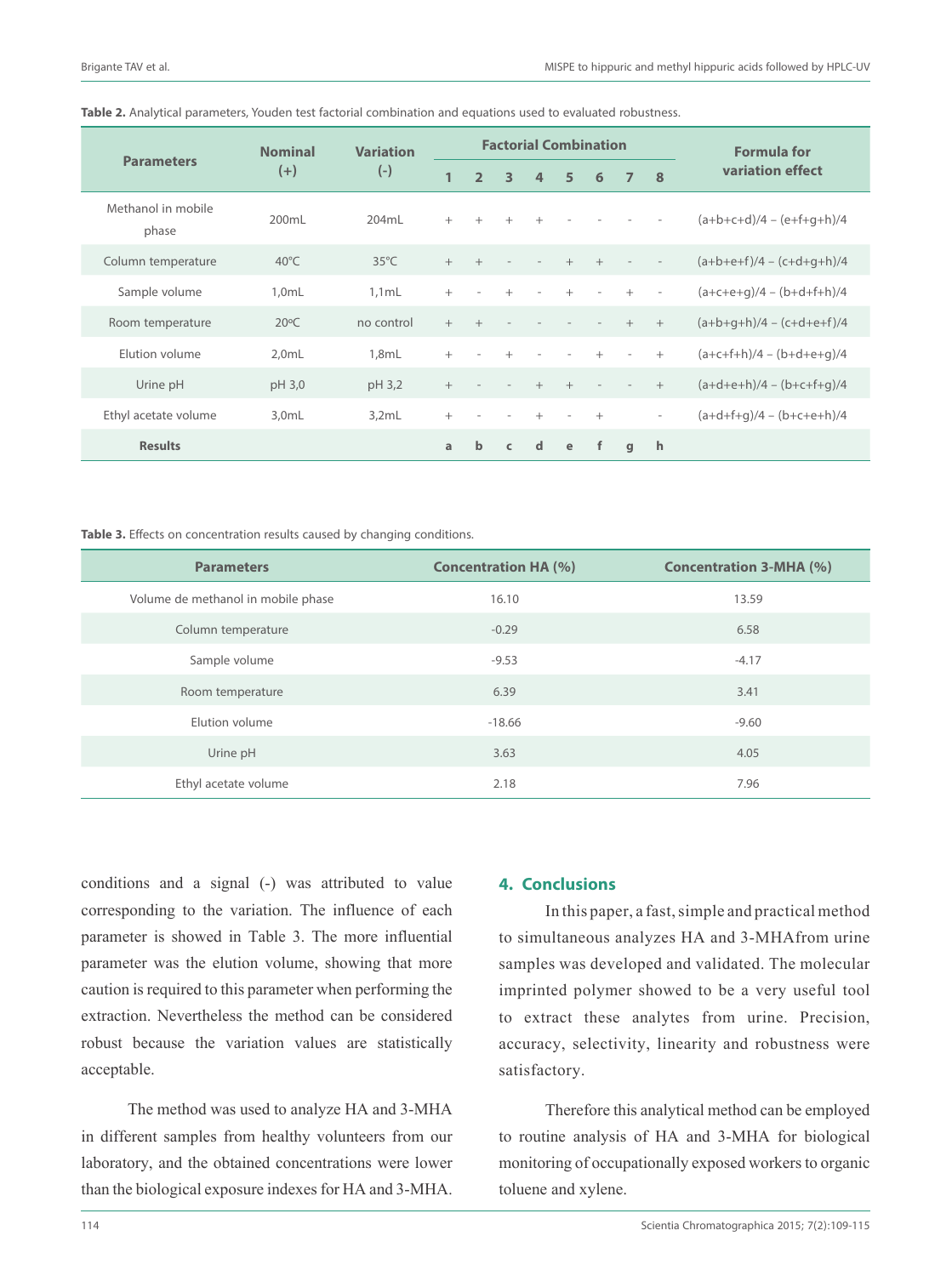**Table 2.** Analytical parameters, Youden test factorial combination and equations used to evaluated robustness.

| Parameters | Nominal (+) | Variation (-) | Factorial Combination | | | | | | | | Formula for variation effect |
|---|---|---|---|---|---|---|---|---|---|---|---|
| | | | 1 | 2 | 3 | 4 | 5 | 6 | 7 | 8 | |
| Methanol in mobile phase | 200mL | 204mL | + | + | + | + | - | - | - | - | (a+b+c+d)/4 – (e+f+g+h)/4 |
| Column temperature | 40°C | 35°C | + | + | - | - | + | + | - | - | (a+b+e+f)/4 – (c+d+g+h)/4 |
| Sample volume | 1,0mL | 1,1mL | + | - | + | - | + | - | + | - | (a+c+e+g)/4 – (b+d+f+h)/4 |
| Room temperature | 20ºC | no control | + | + | - | - | - | - | + | + | (a+b+g+h)/4 – (c+d+e+f)/4 |
| Elution volume | 2,0mL | 1,8mL | + | - | + | - | - | + | - | + | (a+c+f+h)/4 – (b+d+e+g)/4 |
| Urine pH | pH 3,0 | pH 3,2 | + | - | - | + | + | - | - | + | (a+d+e+h)/4 – (b+c+f+g)/4 |
| Ethyl acetate volume | 3,0mL | 3,2mL | + | - | - | + | - | + | | - | (a+d+f+g)/4 – (b+c+e+h)/4 |
| **Results** | | | a | b | c | d | e | f | g | h | |

**Table 3.** Effects on concentration results caused by changing conditions.

| Parameters | Concentration HA (%) | Concentration 3-MHA (%) |
|---|---|---|
| Volume de methanol in mobile phase | 16.10 | 13.59 |
| Column temperature | -0.29 | 6.58 |
| Sample volume | -9.53 | -4.17 |
| Room temperature | 6.39 | 3.41 |
| Elution volume | -18.66 | -9.60 |
| Urine pH | 3.63 | 4.05 |
| Ethyl acetate volume | 2.18 | 7.96 |

conditions and a signal (-) was attributed to value corresponding to the variation. The influence of each parameter is showed in Table 3. The more influential parameter was the elution volume, showing that more caution is required to this parameter when performing the extraction. Nevertheless the method can be considered robust because the variation values are statistically acceptable.

The method was used to analyze HA and 3-MHA in different samples from healthy volunteers from our laboratory, and the obtained concentrations were lower than the biological exposure indexes for HA and 3-MHA.

## 4. Conclusions

In this paper, a fast, simple and practical method to simultaneous analyzes HA and 3-MHAfrom urine samples was developed and validated. The molecular imprinted polymer showed to be a very useful tool to extract these analytes from urine. Precision, accuracy, selectivity, linearity and robustness were satisfactory.

Therefore this analytical method can be employed to routine analysis of HA and 3-MHA for biological monitoring of occupationally exposed workers to organic toluene and xylene.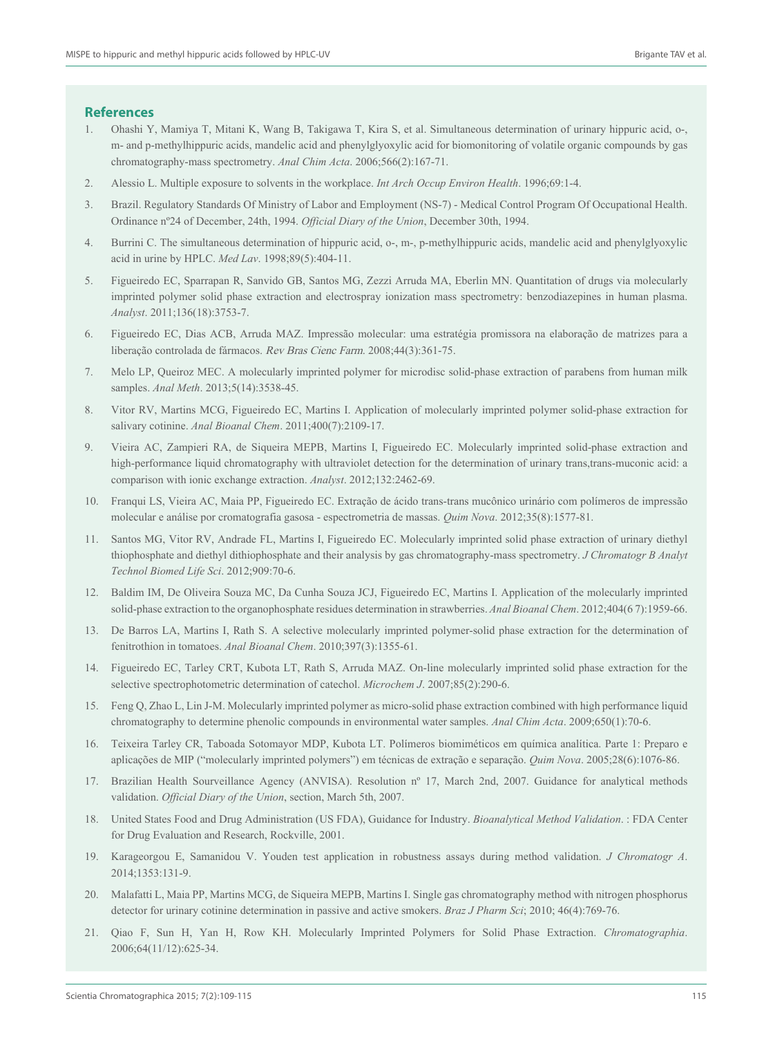## References

1. Ohashi Y, Mamiya T, Mitani K, Wang B, Takigawa T, Kira S, et al. Simultaneous determination of urinary hippuric acid, o-, m- and p-methylhippuric acids, mandelic acid and phenylglyoxylic acid for biomonitoring of volatile organic compounds by gas chromatography-mass spectrometry. *Anal Chim Acta*. 2006;566(2):167-71.
2. Alessio L. Multiple exposure to solvents in the workplace. *Int Arch Occup Environ Health*. 1996;69:1-4.
3. Brazil. Regulatory Standards Of Ministry of Labor and Employment (NS-7) - Medical Control Program Of Occupational Health. Ordinance nº24 of December, 24th, 1994. *Official Diary of the Union*, December 30th, 1994.
4. Burrini C. The simultaneous determination of hippuric acid, o-, m-, p-methylhippuric acids, mandelic acid and phenylglyoxylic acid in urine by HPLC. *Med Lav*. 1998;89(5):404-11.
5. Figueiredo EC, Sparrapan R, Sanvido GB, Santos MG, Zezzi Arruda MA, Eberlin MN. Quantitation of drugs via molecularly imprinted polymer solid phase extraction and electrospray ionization mass spectrometry: benzodiazepines in human plasma. *Analyst*. 2011;136(18):3753-7.
6. Figueiredo EC, Dias ACB, Arruda MAZ. Impressão molecular: uma estratégia promissora na elaboração de matrizes para a liberação controlada de fármacos. *Rev Bras Cienc Farm.* 2008;44(3):361-75.
7. Melo LP, Queiroz MEC. A molecularly imprinted polymer for microdisc solid-phase extraction of parabens from human milk samples. *Anal Meth*. 2013;5(14):3538-45.
8. Vitor RV, Martins MCG, Figueiredo EC, Martins I. Application of molecularly imprinted polymer solid-phase extraction for salivary cotinine. *Anal Bioanal Chem*. 2011;400(7):2109-17.
9. Vieira AC, Zampieri RA, de Siqueira MEPB, Martins I, Figueiredo EC. Molecularly imprinted solid-phase extraction and high-performance liquid chromatography with ultraviolet detection for the determination of urinary trans,trans-muconic acid: a comparison with ionic exchange extraction. *Analyst*. 2012;132:2462-69.
10. Franqui LS, Vieira AC, Maia PP, Figueiredo EC. Extração de ácido trans-trans mucônico urinário com polímeros de impressão molecular e análise por cromatografia gasosa - espectrometria de massas. *Quim Nova*. 2012;35(8):1577-81.
11. Santos MG, Vitor RV, Andrade FL, Martins I, Figueiredo EC. Molecularly imprinted solid phase extraction of urinary diethyl thiophosphate and diethyl dithiophosphate and their analysis by gas chromatography-mass spectrometry. *J Chromatogr B Analyt Technol Biomed Life Sci*. 2012;909:70-6.
12. Baldim IM, De Oliveira Souza MC, Da Cunha Souza JCJ, Figueiredo EC, Martins I. Application of the molecularly imprinted solid-phase extraction to the organophosphate residues determination in strawberries. *Anal Bioanal Chem*. 2012;404(6 7):1959-66.
13. De Barros LA, Martins I, Rath S. A selective molecularly imprinted polymer-solid phase extraction for the determination of fenitrothion in tomatoes. *Anal Bioanal Chem*. 2010;397(3):1355-61.
14. Figueiredo EC, Tarley CRT, Kubota LT, Rath S, Arruda MAZ. On-line molecularly imprinted solid phase extraction for the selective spectrophotometric determination of catechol. *Microchem J*. 2007;85(2):290-6.
15. Feng Q, Zhao L, Lin J-M. Molecularly imprinted polymer as micro-solid phase extraction combined with high performance liquid chromatography to determine phenolic compounds in environmental water samples. *Anal Chim Acta*. 2009;650(1):70-6.
16. Teixeira Tarley CR, Taboada Sotomayor MDP, Kubota LT. Polímeros biomiméticos em química analítica. Parte 1: Preparo e aplicações de MIP ("molecularly imprinted polymers") em técnicas de extração e separação. *Quim Nova*. 2005;28(6):1076-86.
17. Brazilian Health Sourveillance Agency (ANVISA). Resolution nº 17, March 2nd, 2007. Guidance for analytical methods validation. *Official Diary of the Union*, section, March 5th, 2007.
18. United States Food and Drug Administration (US FDA), Guidance for Industry. *Bioanalytical Method Validation*. : FDA Center for Drug Evaluation and Research, Rockville, 2001.
19. Karageorgou E, Samanidou V. Youden test application in robustness assays during method validation. *J Chromatogr A*. 2014;1353:131-9.
20. Malafatti L, Maia PP, Martins MCG, de Siqueira MEPB, Martins I. Single gas chromatography method with nitrogen phosphorus detector for urinary cotinine determination in passive and active smokers. *Braz J Pharm Sci*; 2010; 46(4):769-76.
21. Qiao F, Sun H, Yan H, Row KH. Molecularly Imprinted Polymers for Solid Phase Extraction. *Chromatographia*. 2006;64(11/12):625-34.